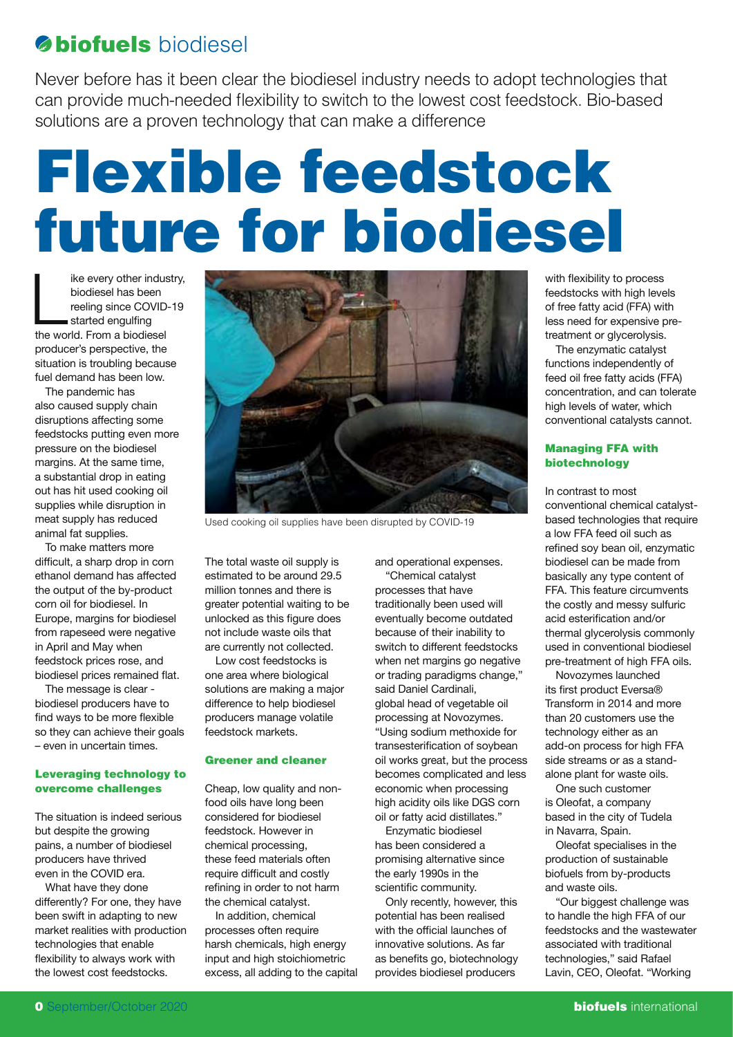# Flexible feedstock future for biodiesel

Never before has it been clear the biodiesel industry needs to adopt technologies that can provide much-needed flexibility to switch to the lowest cost feedstock. Bio-based solutions are a proven technology that can make a difference

Like every other industry, biodiesel has been reeling since COVID-19 started engulfing the world. From a biodiesel producer's perspective, the situation is troubling because fuel demand has been low.

The pandemic has also caused supply chain disruptions affecting some feedstocks putting even more pressure on the biodiesel margins. At the same time, a substantial drop in eating out has hit used cooking oil supplies while disruption in meat supply has reduced animal fat supplies.

To make matters more difficult, a sharp drop in corn ethanol demand has affected the output of the by-product corn oil for biodiesel. In Europe, margins for biodiesel from rapeseed were negative in April and May when feedstock prices rose, and biodiesel prices remained flat.

The message is clear - biodiesel producers have to find ways to be more flexible so they can achieve their goals – even in uncertain times.

### Leveraging technology to overcome challenges

The situation is indeed serious but despite the growing pains, a number of biodiesel producers have thrived even in the COVID era.

What have they done differently? For one, they have been swift in adapting to new market realities with production technologies that enable flexibility to always work with the lowest cost feedstocks.

Used cooking oil supplies have been disrupted by COVID-19

The total waste oil supply is estimated to be around 29.5 million tonnes and there is greater potential waiting to be unlocked as this figure does not include waste oils that are currently not collected.

Low cost feedstocks is one area where biological solutions are making a major difference to help biodiesel producers manage volatile feedstock markets.

### Greener and cleaner

Cheap, low quality and non-food oils have long been considered for biodiesel feedstock. However in chemical processing, these feed materials often require difficult and costly refining in order to not harm the chemical catalyst.

In addition, chemical processes often require harsh chemicals, high energy input and high stoichiometric excess, all adding to the capital and operational expenses.

"Chemical catalyst processes that have traditionally been used will eventually become outdated because of their inability to switch to different feedstocks when net margins go negative or trading paradigms change," said Daniel Cardinali, global head of vegetable oil processing at Novozymes. "Using sodium methoxide for transesterification of soybean oil works great, but the process becomes complicated and less economic when processing high acidity oils like DGS corn oil or fatty acid distillates."

Enzymatic biodiesel has been considered a promising alternative since the early 1990s in the scientific community.

Only recently, however, this potential has been realised with the official launches of innovative solutions. As far as benefits go, biotechnology provides biodiesel producers with flexibility to process feedstocks with high levels of free fatty acid (FFA) with less need for expensive pre-treatment or glycerolysis.

The enzymatic catalyst functions independently of feed oil free fatty acids (FFA) concentration, and can tolerate high levels of water, which conventional catalysts cannot.

### Managing FFA with biotechnology

In contrast to most conventional chemical catalyst-based technologies that require a low FFA feed oil such as refined soy bean oil, enzymatic biodiesel can be made from basically any type content of FFA. This feature circumvents the costly and messy sulfuric acid esterification and/or thermal glycerolysis commonly used in conventional biodiesel pre-treatment of high FFA oils.

Novozymes launched its first product Eversa® Transform in 2014 and more than 20 customers use the technology either as an add-on process for high FFA side streams or as a stand-alone plant for waste oils.

One such customer is Oleofat, a company based in the city of Tudela in Navarra, Spain.

Oleofat specialises in the production of sustainable biofuels from by-products and waste oils.

"Our biggest challenge was to handle the high FFA of our feedstocks and the wastewater associated with traditional technologies," said Rafael Lavin, CEO, Oleofat. "Working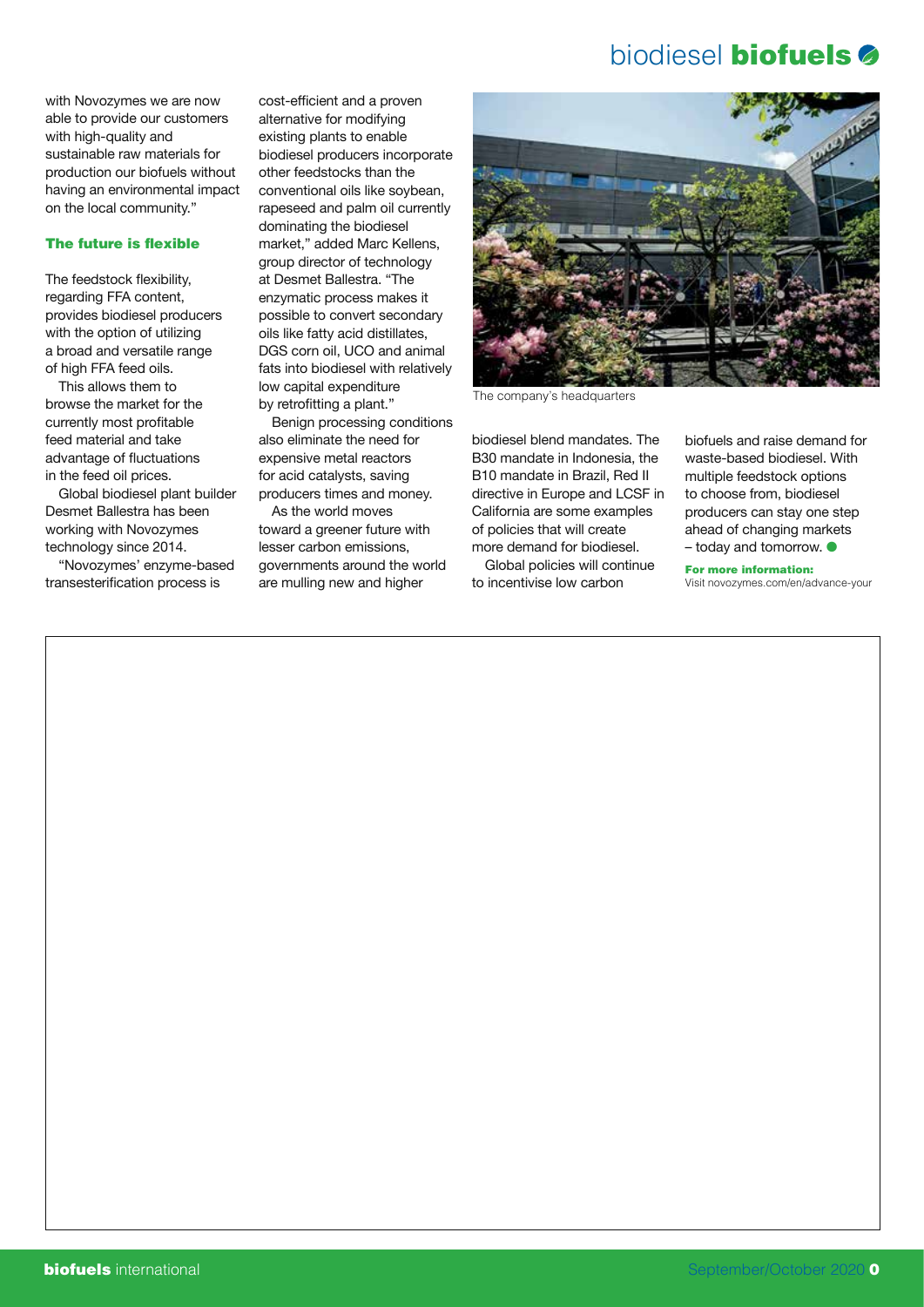with Novozymes we are now able to provide our customers with high-quality and sustainable raw materials for production our biofuels without having an environmental impact on the local community."

### The future is flexible

The feedstock flexibility, regarding FFA content, provides biodiesel producers with the option of utilizing a broad and versatile range of high FFA feed oils.

This allows them to browse the market for the currently most profitable feed material and take advantage of fluctuations in the feed oil prices.

Global biodiesel plant builder Desmet Ballestra has been working with Novozymes technology since 2014.

"Novozymes' enzyme-based transesterification process is cost-efficient and a proven alternative for modifying existing plants to enable biodiesel producers incorporate other feedstocks than the conventional oils like soybean, rapeseed and palm oil currently dominating the biodiesel market," added Marc Kellens, group director of technology at Desmet Ballestra. "The enzymatic process makes it possible to convert secondary oils like fatty acid distillates, DGS corn oil, UCO and animal fats into biodiesel with relatively low capital expenditure by retrofitting a plant."

Benign processing conditions also eliminate the need for expensive metal reactors for acid catalysts, saving producers times and money.

As the world moves toward a greener future with lesser carbon emissions, governments around the world are mulling new and higher biodiesel blend mandates. The B30 mandate in Indonesia, the B10 mandate in Brazil, Red II directive in Europe and LCSF in California are some examples of policies that will create more demand for biodiesel.

Global policies will continue to incentivise low carbon biofuels and raise demand for waste-based biodiesel. With multiple feedstock options to choose from, biodiesel producers can stay one step ahead of changing markets – today and tomorrow. ●

The company's headquarters

**For more information:**
Visit novozymes.com/en/advance-your